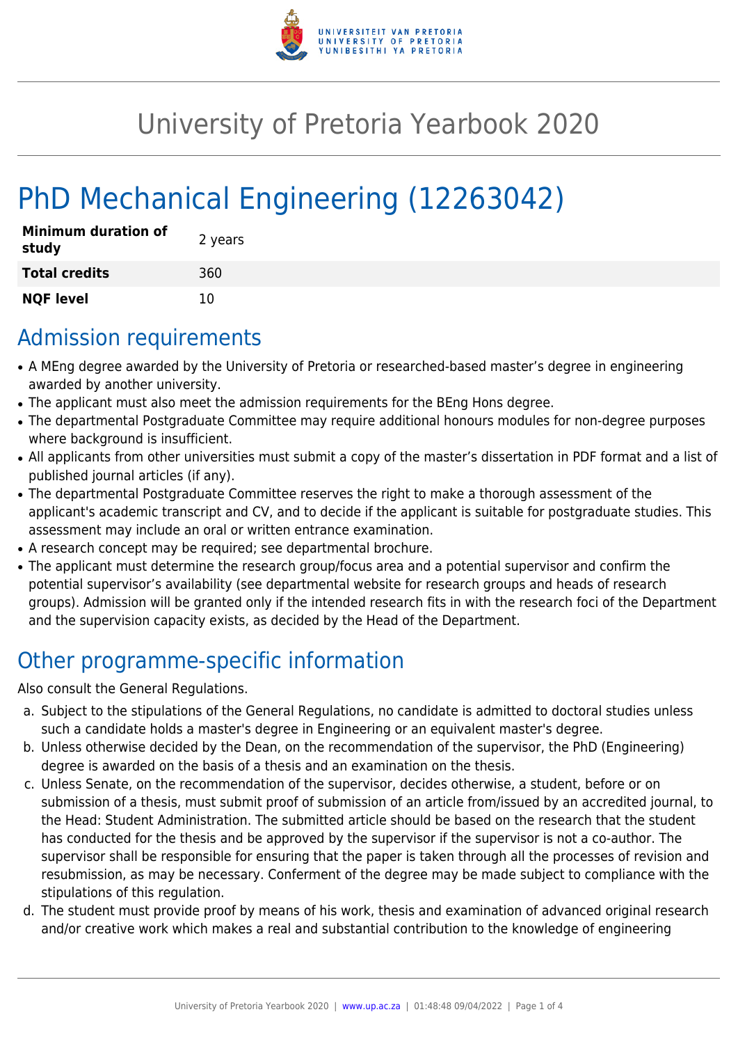# University of Pretoria Yearbook 2020

# PhD Mechanical Engineering (12263042)

| **Minimum duration of study** | 2 years |
|---|---|
| **Total credits** | 360 |
| **NQF level** | 10 |

## Admission requirements

- A MEng degree awarded by the University of Pretoria or researched-based master's degree in engineering awarded by another university.
- The applicant must also meet the admission requirements for the BEng Hons degree.
- The departmental Postgraduate Committee may require additional honours modules for non-degree purposes where background is insufficient.
- All applicants from other universities must submit a copy of the master's dissertation in PDF format and a list of published journal articles (if any).
- The departmental Postgraduate Committee reserves the right to make a thorough assessment of the applicant's academic transcript and CV, and to decide if the applicant is suitable for postgraduate studies. This assessment may include an oral or written entrance examination.
- A research concept may be required; see departmental brochure.
- The applicant must determine the research group/focus area and a potential supervisor and confirm the potential supervisor's availability (see departmental website for research groups and heads of research groups). Admission will be granted only if the intended research fits in with the research foci of the Department and the supervision capacity exists, as decided by the Head of the Department.

## Other programme-specific information

Also consult the General Regulations.

a. Subject to the stipulations of the General Regulations, no candidate is admitted to doctoral studies unless such a candidate holds a master's degree in Engineering or an equivalent master's degree.
b. Unless otherwise decided by the Dean, on the recommendation of the supervisor, the PhD (Engineering) degree is awarded on the basis of a thesis and an examination on the thesis.
c. Unless Senate, on the recommendation of the supervisor, decides otherwise, a student, before or on submission of a thesis, must submit proof of submission of an article from/issued by an accredited journal, to the Head: Student Administration. The submitted article should be based on the research that the student has conducted for the thesis and be approved by the supervisor if the supervisor is not a co-author. The supervisor shall be responsible for ensuring that the paper is taken through all the processes of revision and resubmission, as may be necessary. Conferment of the degree may be made subject to compliance with the stipulations of this regulation.
d. The student must provide proof by means of his work, thesis and examination of advanced original research and/or creative work which makes a real and substantial contribution to the knowledge of engineering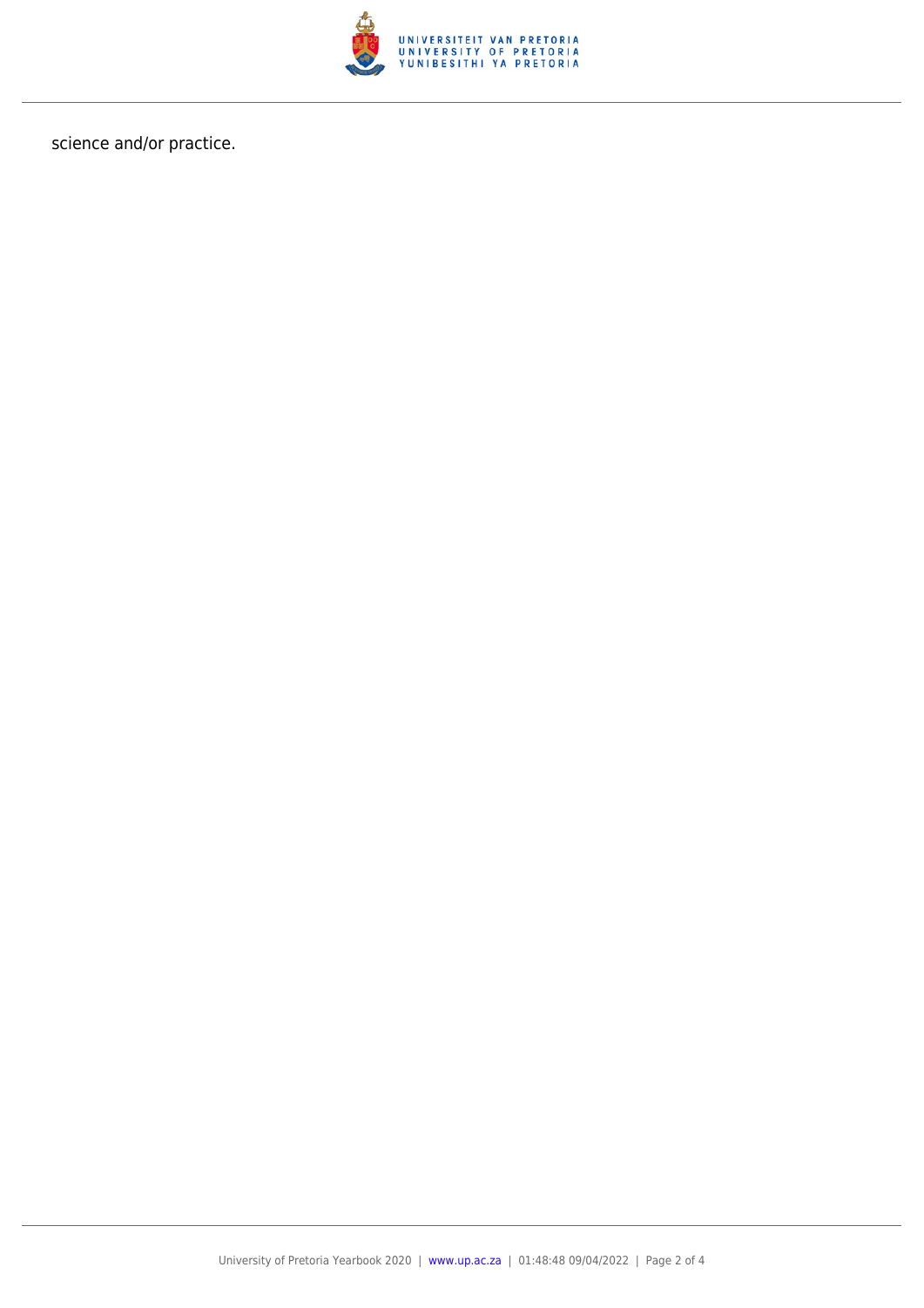science and/or practice.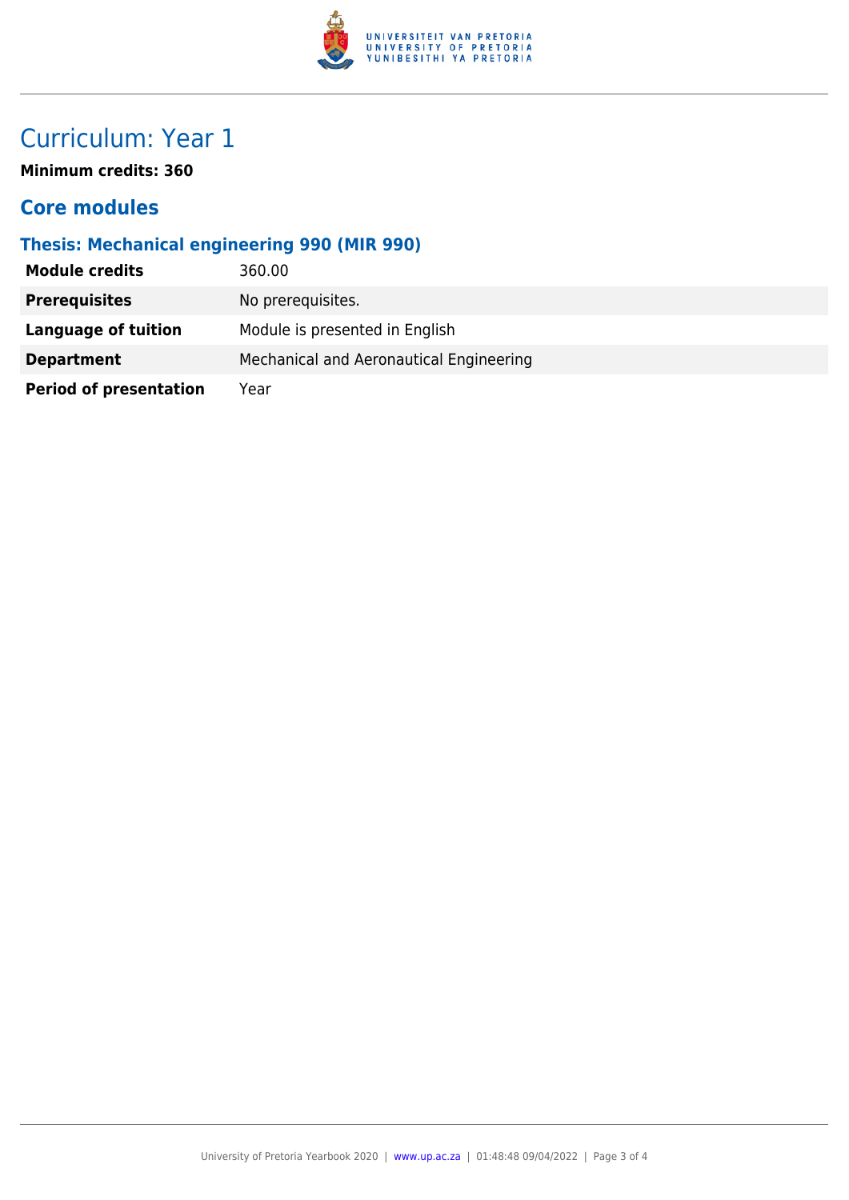# Curriculum: Year 1

**Minimum credits: 360**

## Core modules

### Thesis: Mechanical engineering 990 (MIR 990)

| | |
|---|---|
| **Module credits** | 360.00 |
| **Prerequisites** | No prerequisites. |
| **Language of tuition** | Module is presented in English |
| **Department** | Mechanical and Aeronautical Engineering |
| **Period of presentation** | Year |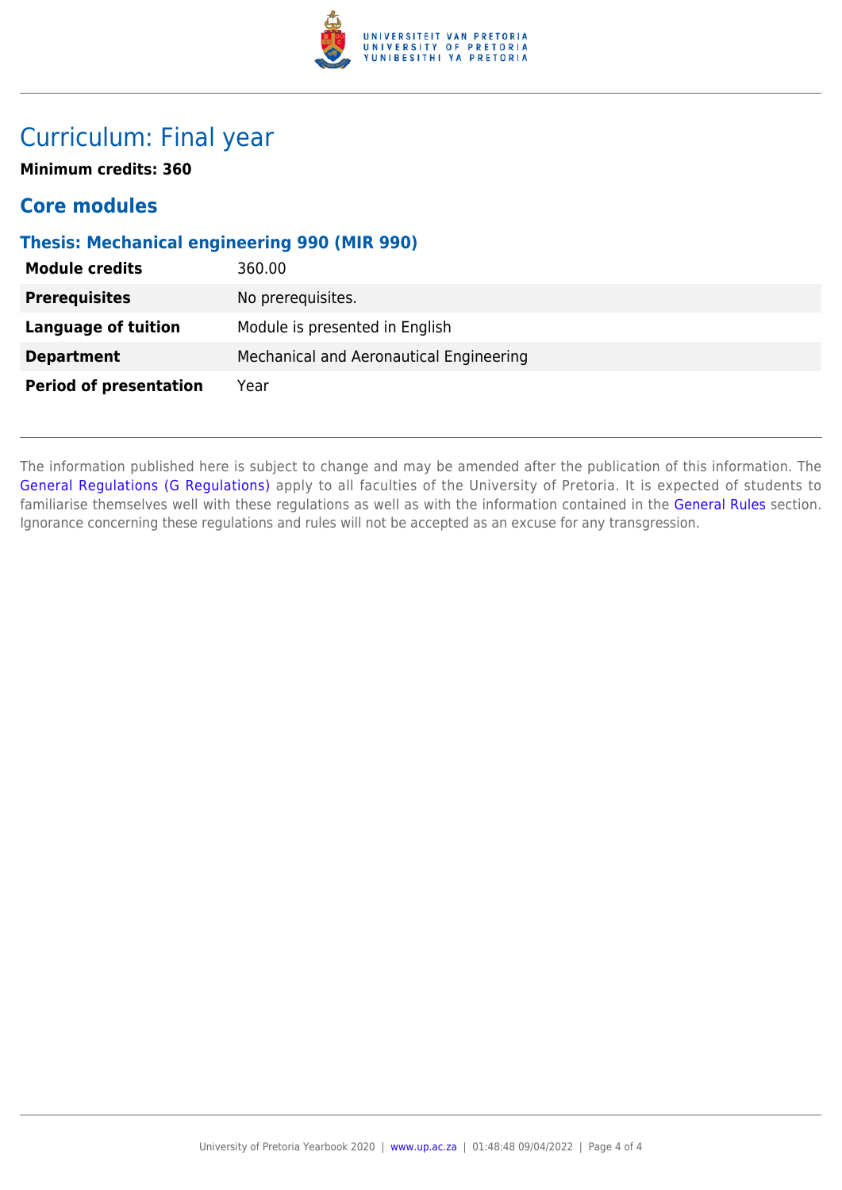# Curriculum: Final year

**Minimum credits: 360**

## Core modules

### Thesis: Mechanical engineering 990 (MIR 990)

| | |
|---|---|
| **Module credits** | 360.00 |
| **Prerequisites** | No prerequisites. |
| **Language of tuition** | Module is presented in English |
| **Department** | Mechanical and Aeronautical Engineering |
| **Period of presentation** | Year |

The information published here is subject to change and may be amended after the publication of this information. The General Regulations (G Regulations) apply to all faculties of the University of Pretoria. It is expected of students to familiarise themselves well with these regulations as well as with the information contained in the General Rules section. Ignorance concerning these regulations and rules will not be accepted as an excuse for any transgression.